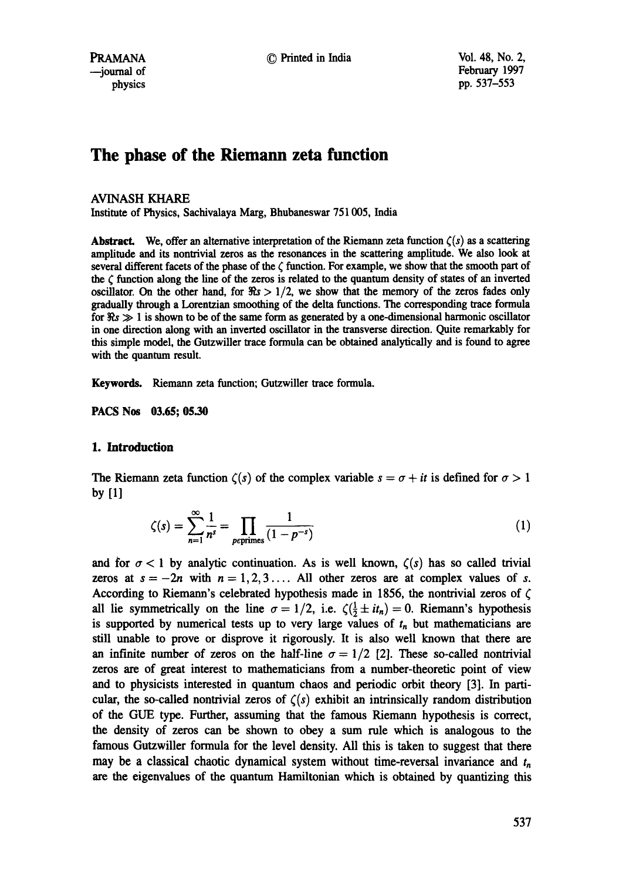# The phase of the Riemann zeta function

AVINASH KHARE

Institute of Physics, Sachivalaya Marg, Bhubaneswar 751 005, India

**Abstract.** We, offer an alternative interpretation of the Riemann zeta function $\zeta(s)$ as a scattering amplitude and its nontrivial zeros as the resonances in the scattering amplitude. We also look at several different facets of the phase of the $\zeta$ function. For example, we show that the smooth part of the $\zeta$ function along the line of the zeros is related to the quantum density of states of an inverted oscillator. On the other hand, for $\Re s > 1/2$, we show that the memory of the zeros fades only gradually through a Lorentzian smoothing of the delta functions. The corresponding trace formula for $\Re s \gg 1$ is shown to be of the same form as generated by a one-dimensional harmonic oscillator in one direction along with an inverted oscillator in the transverse direction. Quite remarkably for this simple model, the Gutzwiller trace formula can be obtained analytically and is found to agree with the quantum result.

**Keywords.** Riemann zeta function; Gutzwiller trace formula.

**PACS Nos** 03.65; 05.30

## 1. Introduction

The Riemann zeta function $\zeta(s)$ of the complex variable $s = \sigma + it$ is defined for $\sigma > 1$ by [1]

$$\zeta(s) = \sum_{n=1}^{\infty} \frac{1}{n^s} = \prod_{p \in \text{primes}} \frac{1}{(1 - p^{-s})} \tag{1}$$

and for $\sigma < 1$ by analytic continuation. As is well known, $\zeta(s)$ has so called trivial zeros at $s = -2n$ with $n = 1, 2, 3 \ldots$. All other zeros are at complex values of $s$. According to Riemann's celebrated hypothesis made in 1856, the nontrivial zeros of $\zeta$ all lie symmetrically on the line $\sigma = 1/2$, i.e. $\zeta(\frac{1}{2} \pm it_n) = 0$. Riemann's hypothesis is supported by numerical tests up to very large values of $t_n$ but mathematicians are still unable to prove or disprove it rigorously. It is also well known that there are an infinite number of zeros on the half-line $\sigma = 1/2$ [2]. These so-called nontrivial zeros are of great interest to mathematicians from a number-theoretic point of view and to physicists interested in quantum chaos and periodic orbit theory [3]. In particular, the so-called nontrivial zeros of $\zeta(s)$ exhibit an intrinsically random distribution of the GUE type. Further, assuming that the famous Riemann hypothesis is correct, the density of zeros can be shown to obey a sum rule which is analogous to the famous Gutzwiller formula for the level density. All this is taken to suggest that there may be a classical chaotic dynamical system without time-reversal invariance and $t_n$ are the eigenvalues of the quantum Hamiltonian which is obtained by quantizing this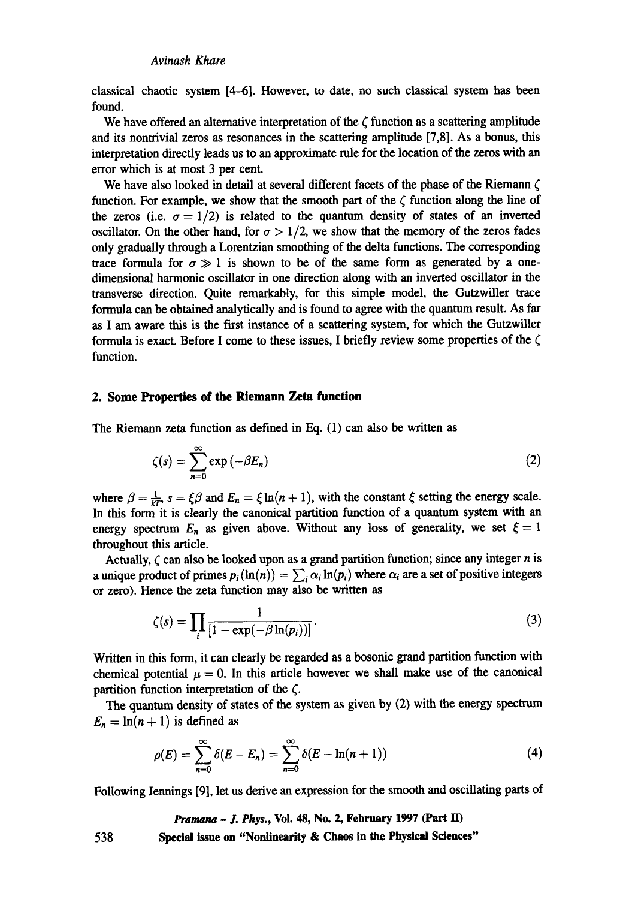classical chaotic system [4–6]. However, to date, no such classical system has been found.

We have offered an alternative interpretation of the $\zeta$ function as a scattering amplitude and its nontrivial zeros as resonances in the scattering amplitude [7,8]. As a bonus, this interpretation directly leads us to an approximate rule for the location of the zeros with an error which is at most 3 per cent.

We have also looked in detail at several different facets of the phase of the Riemann $\zeta$ function. For example, we show that the smooth part of the $\zeta$ function along the line of the zeros (i.e. $\sigma = 1/2$) is related to the quantum density of states of an inverted oscillator. On the other hand, for $\sigma > 1/2$, we show that the memory of the zeros fades only gradually through a Lorentzian smoothing of the delta functions. The corresponding trace formula for $\sigma \gg 1$ is shown to be of the same form as generated by a one-dimensional harmonic oscillator in one direction along with an inverted oscillator in the transverse direction. Quite remarkably, for this simple model, the Gutzwiller trace formula can be obtained analytically and is found to agree with the quantum result. As far as I am aware this is the first instance of a scattering system, for which the Gutzwiller formula is exact. Before I come to these issues, I briefly review some properties of the $\zeta$ function.

## 2. Some Properties of the Riemann Zeta function

The Riemann zeta function as defined in Eq. (1) can also be written as

$$\zeta(s) = \sum_{n=0}^{\infty} \exp(-\beta E_n) \tag{2}$$

where $\beta = \frac{1}{kT}$, $s = \xi\beta$ and $E_n = \xi \ln(n+1)$, with the constant $\xi$ setting the energy scale. In this form it is clearly the canonical partition function of a quantum system with an energy spectrum $E_n$ as given above. Without any loss of generality, we set $\xi = 1$ throughout this article.

Actually, $\zeta$ can also be looked upon as a grand partition function; since any integer $n$ is a unique product of primes $p_i\,(\ln(n)) = \sum_i \alpha_i \ln(p_i)$ where $\alpha_i$ are a set of positive integers or zero). Hence the zeta function may also be written as

$$\zeta(s) = \prod_i \frac{1}{[1 - \exp(-\beta \ln(p_i))]}. \tag{3}$$

Written in this form, it can clearly be regarded as a bosonic grand partition function with chemical potential $\mu = 0$. In this article however we shall make use of the canonical partition function interpretation of the $\zeta$.

The quantum density of states of the system as given by (2) with the energy spectrum $E_n = \ln(n+1)$ is defined as

$$\rho(E) = \sum_{n=0}^{\infty} \delta(E - E_n) = \sum_{n=0}^{\infty} \delta(E - \ln(n+1)) \tag{4}$$

Following Jennings [9], let us derive an expression for the smooth and oscillating parts of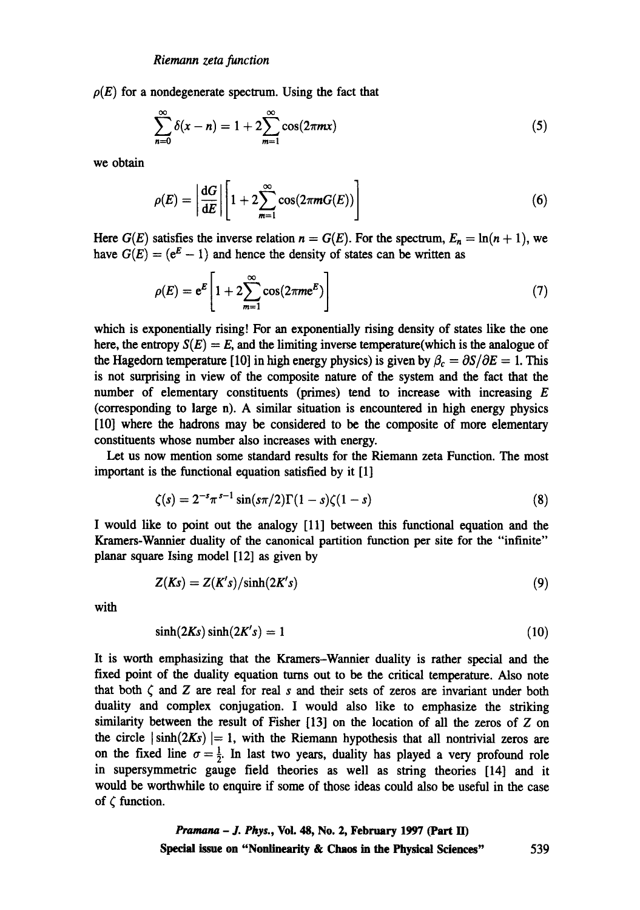$\rho(E)$ for a nondegenerate spectrum. Using the fact that

$$\sum_{n=0}^{\infty} \delta(x-n) = 1 + 2\sum_{m=1}^{\infty} \cos(2\pi m x) \tag{5}$$

we obtain

$$\rho(E) = \left|\frac{\mathrm{d}G}{\mathrm{d}E}\right| \left[1 + 2\sum_{m=1}^{\infty} \cos(2\pi m G(E))\right] \tag{6}$$

Here $G(E)$ satisfies the inverse relation $n = G(E)$. For the spectrum, $E_n = \ln(n+1)$, we have $G(E) = (\mathrm{e}^E - 1)$ and hence the density of states can be written as

$$\rho(E) = \mathrm{e}^E \left[1 + 2\sum_{m=1}^{\infty} \cos(2\pi m \mathrm{e}^E)\right] \tag{7}$$

which is exponentially rising! For an exponentially rising density of states like the one here, the entropy $S(E) = E$, and the limiting inverse temperature(which is the analogue of the Hagedorn temperature [10] in high energy physics) is given by $\beta_c = \partial S/\partial E = 1$. This is not surprising in view of the composite nature of the system and the fact that the number of elementary constituents (primes) tend to increase with increasing $E$ (corresponding to large n). A similar situation is encountered in high energy physics [10] where the hadrons may be considered to be the composite of more elementary constituents whose number also increases with energy.

Let us now mention some standard results for the Riemann zeta Function. The most important is the functional equation satisfied by it [1]

$$\zeta(s) = 2^{-s}\pi^{s-1}\sin(s\pi/2)\Gamma(1-s)\zeta(1-s) \tag{8}$$

I would like to point out the analogy [11] between this functional equation and the Kramers-Wannier duality of the canonical partition function per site for the "infinite" planar square Ising model [12] as given by

$$Z(Ks) = Z(K's)/\sinh(2K's) \tag{9}$$

with

$$\sinh(2Ks)\sinh(2K's) = 1 \tag{10}$$

It is worth emphasizing that the Kramers–Wannier duality is rather special and the fixed point of the duality equation turns out to be the critical temperature. Also note that both $\zeta$ and $Z$ are real for real $s$ and their sets of zeros are invariant under both duality and complex conjugation. I would also like to emphasize the striking similarity between the result of Fisher [13] on the location of all the zeros of $Z$ on the circle $|\sinh(2Ks)| = 1$, with the Riemann hypothesis that all nontrivial zeros are on the fixed line $\sigma = \frac{1}{2}$. In last two years, duality has played a very profound role in supersymmetric gauge field theories as well as string theories [14] and it would be worthwhile to enquire if some of those ideas could also be useful in the case of $\zeta$ function.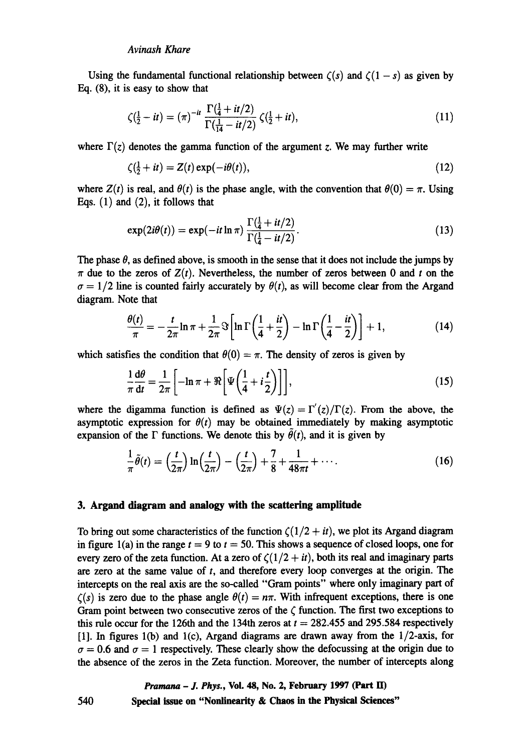Using the fundamental functional relationship between $\zeta(s)$ and $\zeta(1-s)$ as given by Eq. (8), it is easy to show that

$$\zeta(\tfrac{1}{2} - it) = (\pi)^{-it} \frac{\Gamma(\frac{1}{4} + it/2)}{\Gamma(\frac{1}{14} - it/2)} \zeta(\tfrac{1}{2} + it), \tag{11}$$

where $\Gamma(z)$ denotes the gamma function of the argument $z$. We may further write

$$\zeta(\tfrac{1}{2} + it) = Z(t) \exp(-i\theta(t)), \tag{12}$$

where $Z(t)$ is real, and $\theta(t)$ is the phase angle, with the convention that $\theta(0) = \pi$. Using Eqs. (1) and (2), it follows that

$$\exp(2i\theta(t)) = \exp(-it \ln \pi) \frac{\Gamma(\frac{1}{4} + it/2)}{\Gamma(\frac{1}{4} - it/2)}. \tag{13}$$

The phase $\theta$, as defined above, is smooth in the sense that it does not include the jumps by $\pi$ due to the zeros of $Z(t)$. Nevertheless, the number of zeros between 0 and $t$ on the $\sigma = 1/2$ line is counted fairly accurately by $\theta(t)$, as will become clear from the Argand diagram. Note that

$$\frac{\theta(t)}{\pi} = -\frac{t}{2\pi} \ln \pi + \frac{1}{2\pi} \Im\left[\ln \Gamma\left(\frac{1}{4} + \frac{it}{2}\right) - \ln \Gamma\left(\frac{1}{4} - \frac{it}{2}\right)\right] + 1, \tag{14}$$

which satisfies the condition that $\theta(0) = \pi$. The density of zeros is given by

$$\frac{1}{\pi}\frac{\mathrm{d}\theta}{\mathrm{d}t} = \frac{1}{2\pi}\left[-\ln \pi + \Re\left[\Psi\left(\frac{1}{4} + i\frac{t}{2}\right)\right]\right], \tag{15}$$

where the digamma function is defined as $\Psi(z) = \Gamma'(z)/\Gamma(z)$. From the above, the asymptotic expression for $\theta(t)$ may be obtained immediately by making asymptotic expansion of the $\Gamma$ functions. We denote this by $\tilde{\theta}(t)$, and it is given by

$$\frac{1}{\pi}\tilde{\theta}(t) = \left(\frac{t}{2\pi}\right)\ln\left(\frac{t}{2\pi}\right) - \left(\frac{t}{2\pi}\right) + \frac{7}{8} + \frac{1}{48\pi t} + \cdots. \tag{16}$$

## 3. Argand diagram and analogy with the scattering amplitude

To bring out some characteristics of the function $\zeta(1/2 + it)$, we plot its Argand diagram in figure 1(a) in the range $t = 9$ to $t = 50$. This shows a sequence of closed loops, one for every zero of the zeta function. At a zero of $\zeta(1/2 + it)$, both its real and imaginary parts are zero at the same value of $t$, and therefore every loop converges at the origin. The intercepts on the real axis are the so-called "Gram points" where only imaginary part of $\zeta(s)$ is zero due to the phase angle $\theta(t) = n\pi$. With infrequent exceptions, there is one Gram point between two consecutive zeros of the $\zeta$ function. The first two exceptions to this rule occur for the 126th and the 134th zeros at $t = 282.455$ and $295.584$ respectively [1]. In figures 1(b) and 1(c), Argand diagrams are drawn away from the 1/2-axis, for $\sigma = 0.6$ and $\sigma = 1$ respectively. These clearly show the defocussing at the origin due to the absence of the zeros in the Zeta function. Moreover, the number of intercepts along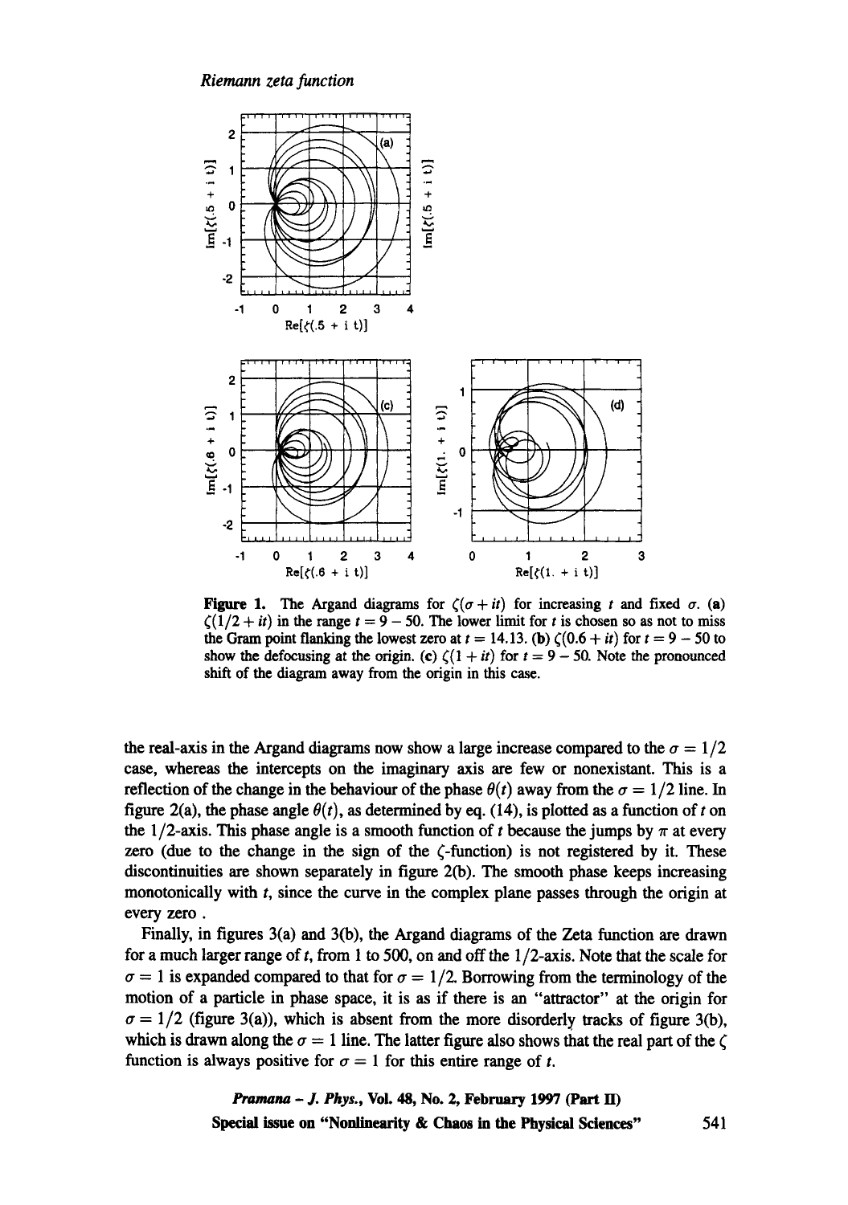**Figure 1.** The Argand diagrams for $\zeta(\sigma + it)$ for increasing $t$ and fixed $\sigma$. **(a)** $\zeta(1/2 + it)$ in the range $t = 9 - 50$. The lower limit for $t$ is chosen so as not to miss the Gram point flanking the lowest zero at $t = 14.13$. **(b)** $\zeta(0.6 + it)$ for $t = 9 - 50$ to show the defocusing at the origin. **(c)** $\zeta(1 + it)$ for $t = 9 - 50$. Note the pronounced shift of the diagram away from the origin in this case.

the real-axis in the Argand diagrams now show a large increase compared to the $\sigma = 1/2$ case, whereas the intercepts on the imaginary axis are few or nonexistant. This is a reflection of the change in the behaviour of the phase $\theta(t)$ away from the $\sigma = 1/2$ line. In figure 2(a), the phase angle $\theta(t)$, as determined by eq. (14), is plotted as a function of $t$ on the $1/2$-axis. This phase angle is a smooth function of $t$ because the jumps by $\pi$ at every zero (due to the change in the sign of the $\zeta$-function) is not registered by it. These discontinuities are shown separately in figure 2(b). The smooth phase keeps increasing monotonically with $t$, since the curve in the complex plane passes through the origin at every zero .

Finally, in figures 3(a) and 3(b), the Argand diagrams of the Zeta function are drawn for a much larger range of $t$, from 1 to 500, on and off the $1/2$-axis. Note that the scale for $\sigma = 1$ is expanded compared to that for $\sigma = 1/2$. Borrowing from the terminology of the motion of a particle in phase space, it is as if there is an "attractor" at the origin for $\sigma = 1/2$ (figure 3(a)), which is absent from the more disorderly tracks of figure 3(b), which is drawn along the $\sigma = 1$ line. The latter figure also shows that the real part of the $\zeta$ function is always positive for $\sigma = 1$ for this entire range of $t$.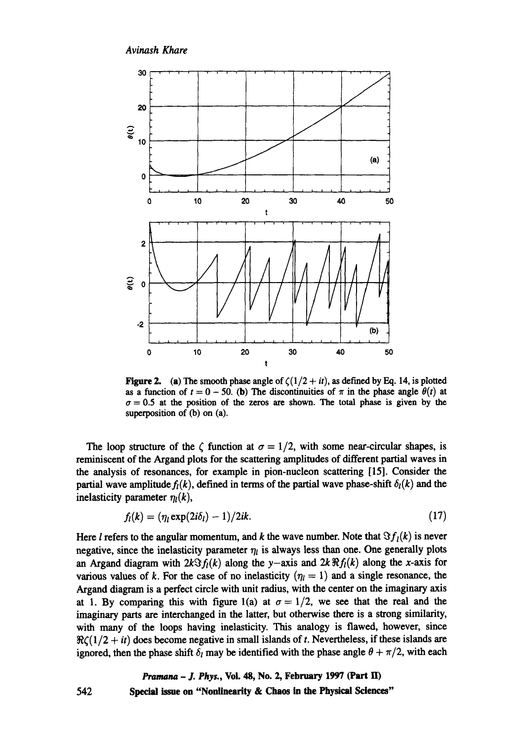**Figure 2.** (**a**) The smooth phase angle of $\zeta(1/2 + it)$, as defined by Eq. 14, is plotted as a function of $t = 0 - 50$. (**b**) The discontinuities of $\pi$ in the phase angle $\theta(t)$ at $\sigma = 0.5$ at the position of the zeros are shown. The total phase is given by the superposition of (b) on (a).

The loop structure of the $\zeta$ function at $\sigma = 1/2$, with some near-circular shapes, is reminiscent of the Argand plots for the scattering amplitudes of different partial waves in the analysis of resonances, for example in pion-nucleon scattering [15]. Consider the partial wave amplitude $f_l(k)$, defined in terms of the partial wave phase-shift $\delta_l(k)$ and the inelasticity parameter $\eta_l(k)$,

$$f_l(k) = (\eta_l \exp(2i\delta_l) - 1)/2ik. \tag{17}$$

Here $l$ refers to the angular momentum, and $k$ the wave number. Note that $\Im f_l(k)$ is never negative, since the inelasticity parameter $\eta_l$ is always less than one. One generally plots an Argand diagram with $2k\Im f_l(k)$ along the $y$-axis and $2k\Re f_l(k)$ along the $x$-axis for various values of $k$. For the case of no inelasticity ($\eta_l = 1$) and a single resonance, the Argand diagram is a perfect circle with unit radius, with the center on the imaginary axis at 1. By comparing this with figure 1(a) at $\sigma = 1/2$, we see that the real and the imaginary parts are interchanged in the latter, but otherwise there is a strong similarity, with many of the loops having inelasticity. This analogy is flawed, however, since $\Re\zeta(1/2 + it)$ does become negative in small islands of $t$. Nevertheless, if these islands are ignored, then the phase shift $\delta_l$ may be identified with the phase angle $\theta + \pi/2$, with each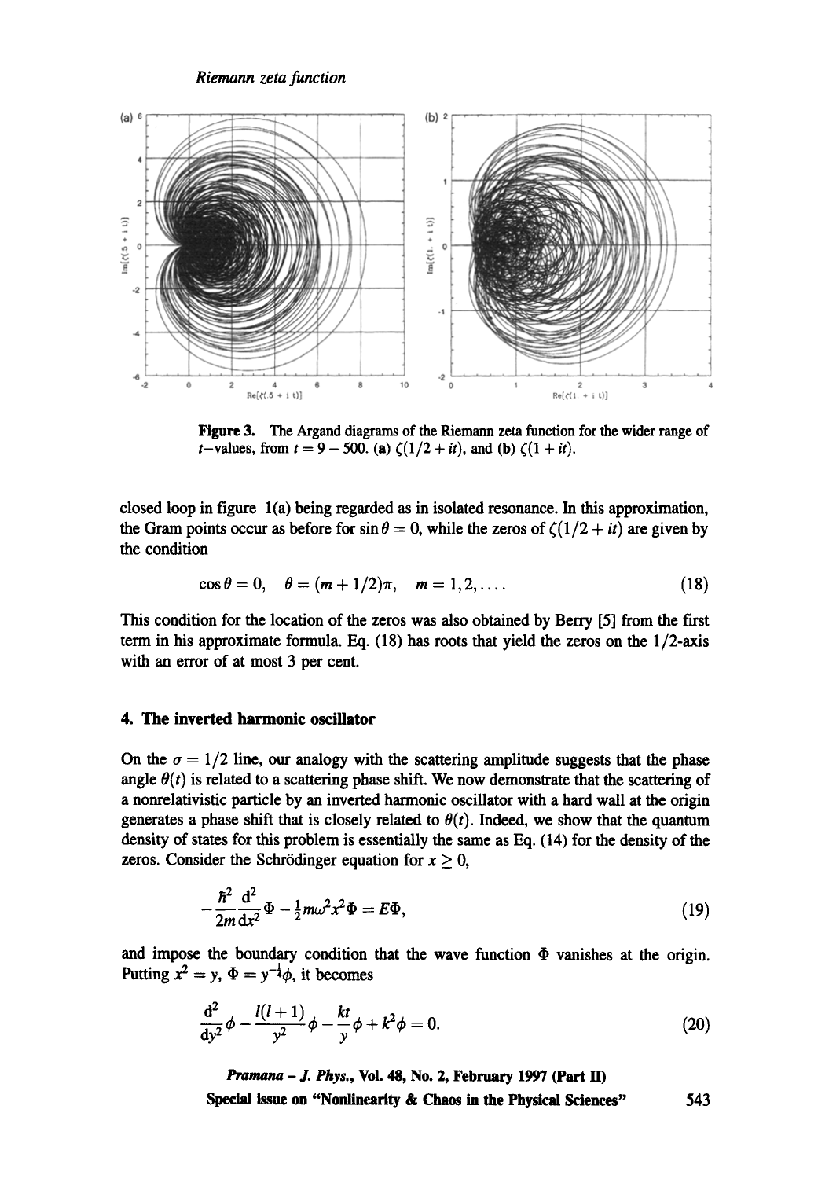**Figure 3.** The Argand diagrams of the Riemann zeta function for the wider range of $t$-values, from $t = 9 - 500$. (a) $\zeta(1/2 + it)$, and (b) $\zeta(1 + it)$.

closed loop in figure 1(a) being regarded as in isolated resonance. In this approximation, the Gram points occur as before for $\sin\theta = 0$, while the zeros of $\zeta(1/2 + it)$ are given by the condition

$$\cos\theta = 0, \quad \theta = (m + 1/2)\pi, \quad m = 1, 2, \ldots. \tag{18}$$

This condition for the location of the zeros was also obtained by Berry [5] from the first term in his approximate formula. Eq. (18) has roots that yield the zeros on the 1/2-axis with an error of at most 3 per cent.

## 4. The inverted harmonic oscillator

On the $\sigma = 1/2$ line, our analogy with the scattering amplitude suggests that the phase angle $\theta(t)$ is related to a scattering phase shift. We now demonstrate that the scattering of a nonrelativistic particle by an inverted harmonic oscillator with a hard wall at the origin generates a phase shift that is closely related to $\theta(t)$. Indeed, we show that the quantum density of states for this problem is essentially the same as Eq. (14) for the density of the zeros. Consider the Schrödinger equation for $x \geq 0$,

$$-\frac{\hbar^2}{2m}\frac{\mathrm{d}^2}{\mathrm{d}x^2}\Phi - \tfrac{1}{2}m\omega^2 x^2 \Phi = E\Phi, \tag{19}$$

and impose the boundary condition that the wave function $\Phi$ vanishes at the origin. Putting $x^2 = y$, $\Phi = y^{-\frac{1}{4}}\phi$, it becomes

$$\frac{\mathrm{d}^2}{\mathrm{d}y^2}\phi - \frac{l(l+1)}{y^2}\phi - \frac{kt}{y}\phi + k^2\phi = 0. \tag{20}$$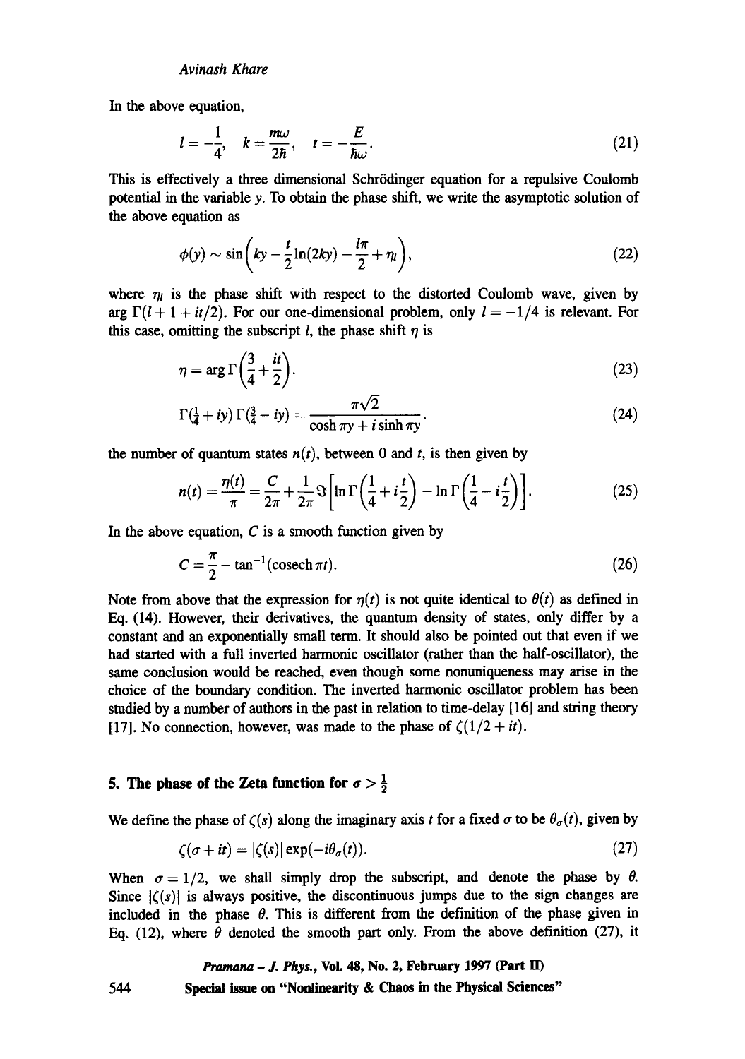In the above equation,

$$l = -\frac{1}{4}, \quad k = \frac{m\omega}{2\hbar}, \quad t = -\frac{E}{\hbar\omega}. \tag{21}$$

This is effectively a three dimensional Schrödinger equation for a repulsive Coulomb potential in the variable $y$. To obtain the phase shift, we write the asymptotic solution of the above equation as

$$\phi(y) \sim \sin\left(ky - \frac{t}{2}\ln(2ky) - \frac{l\pi}{2} + \eta_l\right), \tag{22}$$

where $\eta_l$ is the phase shift with respect to the distorted Coulomb wave, given by $\arg\Gamma(l + 1 + it/2)$. For our one-dimensional problem, only $l = -1/4$ is relevant. For this case, omitting the subscript $l$, the phase shift $\eta$ is

$$\eta = \arg\Gamma\left(\frac{3}{4} + \frac{it}{2}\right). \tag{23}$$

$$\Gamma(\tfrac{1}{4} + iy)\,\Gamma(\tfrac{3}{4} - iy) = \frac{\pi\sqrt{2}}{\cosh\pi y + i\sinh\pi y}. \tag{24}$$

the number of quantum states $n(t)$, between 0 and $t$, is then given by

$$n(t) = \frac{\eta(t)}{\pi} = \frac{C}{2\pi} + \frac{1}{2\pi}\Im\left[\ln\Gamma\left(\frac{1}{4} + i\frac{t}{2}\right) - \ln\Gamma\left(\frac{1}{4} - i\frac{t}{2}\right)\right]. \tag{25}$$

In the above equation, $C$ is a smooth function given by

$$C = \frac{\pi}{2} - \tan^{-1}(\operatorname{cosech}\pi t). \tag{26}$$

Note from above that the expression for $\eta(t)$ is not quite identical to $\theta(t)$ as defined in Eq. (14). However, their derivatives, the quantum density of states, only differ by a constant and an exponentially small term. It should also be pointed out that even if we had started with a full inverted harmonic oscillator (rather than the half-oscillator), the same conclusion would be reached, even though some nonuniqueness may arise in the choice of the boundary condition. The inverted harmonic oscillator problem has been studied by a number of authors in the past in relation to time-delay [16] and string theory [17]. No connection, however, was made to the phase of $\zeta(1/2 + it)$.

## 5. The phase of the Zeta function for $\sigma > \frac{1}{2}$

We define the phase of $\zeta(s)$ along the imaginary axis $t$ for a fixed $\sigma$ to be $\theta_\sigma(t)$, given by

$$\zeta(\sigma + it) = |\zeta(s)|\exp(-i\theta_\sigma(t)). \tag{27}$$

When $\sigma = 1/2$, we shall simply drop the subscript, and denote the phase by $\theta$. Since $|\zeta(s)|$ is always positive, the discontinuous jumps due to the sign changes are included in the phase $\theta$. This is different from the definition of the phase given in Eq. (12), where $\theta$ denoted the smooth part only. From the above definition (27), it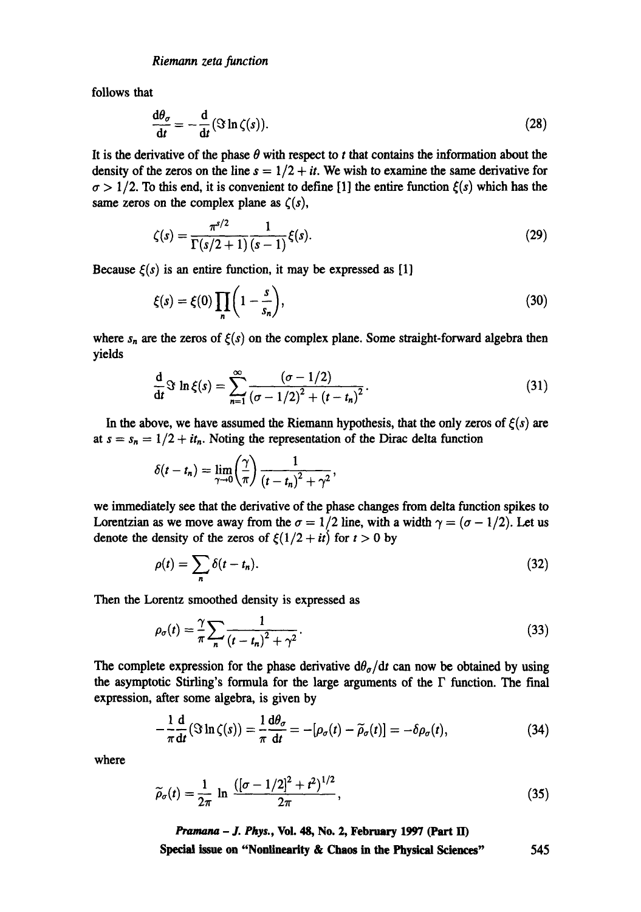follows that

$$\frac{\mathrm{d}\theta_\sigma}{\mathrm{d}t} = -\frac{\mathrm{d}}{\mathrm{d}t}(\Im \ln \zeta(s)). \tag{28}$$

It is the derivative of the phase $\theta$ with respect to $t$ that contains the information about the density of the zeros on the line $s = 1/2 + it$. We wish to examine the same derivative for $\sigma > 1/2$. To this end, it is convenient to define [1] the entire function $\xi(s)$ which has the same zeros on the complex plane as $\zeta(s)$,

$$\zeta(s) = \frac{\pi^{s/2}}{\Gamma(s/2+1)} \frac{1}{(s-1)} \xi(s). \tag{29}$$

Because $\xi(s)$ is an entire function, it may be expressed as [1]

$$\xi(s) = \xi(0) \prod_n \left(1 - \frac{s}{s_n}\right), \tag{30}$$

where $s_n$ are the zeros of $\xi(s)$ on the complex plane. Some straight-forward algebra then yields

$$\frac{\mathrm{d}}{\mathrm{d}t} \Im \ln \xi(s) = \sum_{n=1}^{\infty} \frac{(\sigma - 1/2)}{(\sigma - 1/2)^2 + (t - t_n)^2}. \tag{31}$$

In the above, we have assumed the Riemann hypothesis, that the only zeros of $\xi(s)$ are at $s = s_n = 1/2 + it_n$. Noting the representation of the Dirac delta function

$$\delta(t - t_n) = \lim_{\gamma \to 0} \left(\frac{\gamma}{\pi}\right) \frac{1}{(t - t_n)^2 + \gamma^2},$$

we immediately see that the derivative of the phase changes from delta function spikes to Lorentzian as we move away from the $\sigma = 1/2$ line, with a width $\gamma = (\sigma - 1/2)$. Let us denote the density of the zeros of $\xi(1/2 + it)$ for $t > 0$ by

$$\rho(t) = \sum_n \delta(t - t_n). \tag{32}$$

Then the Lorentz smoothed density is expressed as

$$\rho_\sigma(t) = \frac{\gamma}{\pi} \sum_n \frac{1}{(t - t_n)^2 + \gamma^2}. \tag{33}$$

The complete expression for the phase derivative $\mathrm{d}\theta_\sigma/\mathrm{d}t$ can now be obtained by using the asymptotic Stirling's formula for the large arguments of the $\Gamma$ function. The final expression, after some algebra, is given by

$$-\frac{1}{\pi}\frac{\mathrm{d}}{\mathrm{d}t}(\Im \ln \zeta(s)) = \frac{1}{\pi}\frac{\mathrm{d}\theta_\sigma}{\mathrm{d}t} = -[\rho_\sigma(t) - \widetilde{\rho}_\sigma(t)] = -\delta\rho_\sigma(t), \tag{34}$$

where

$$\widetilde{\rho}_\sigma(t) = \frac{1}{2\pi} \ln \frac{([\sigma - 1/2]^2 + t^2)^{1/2}}{2\pi}, \tag{35}$$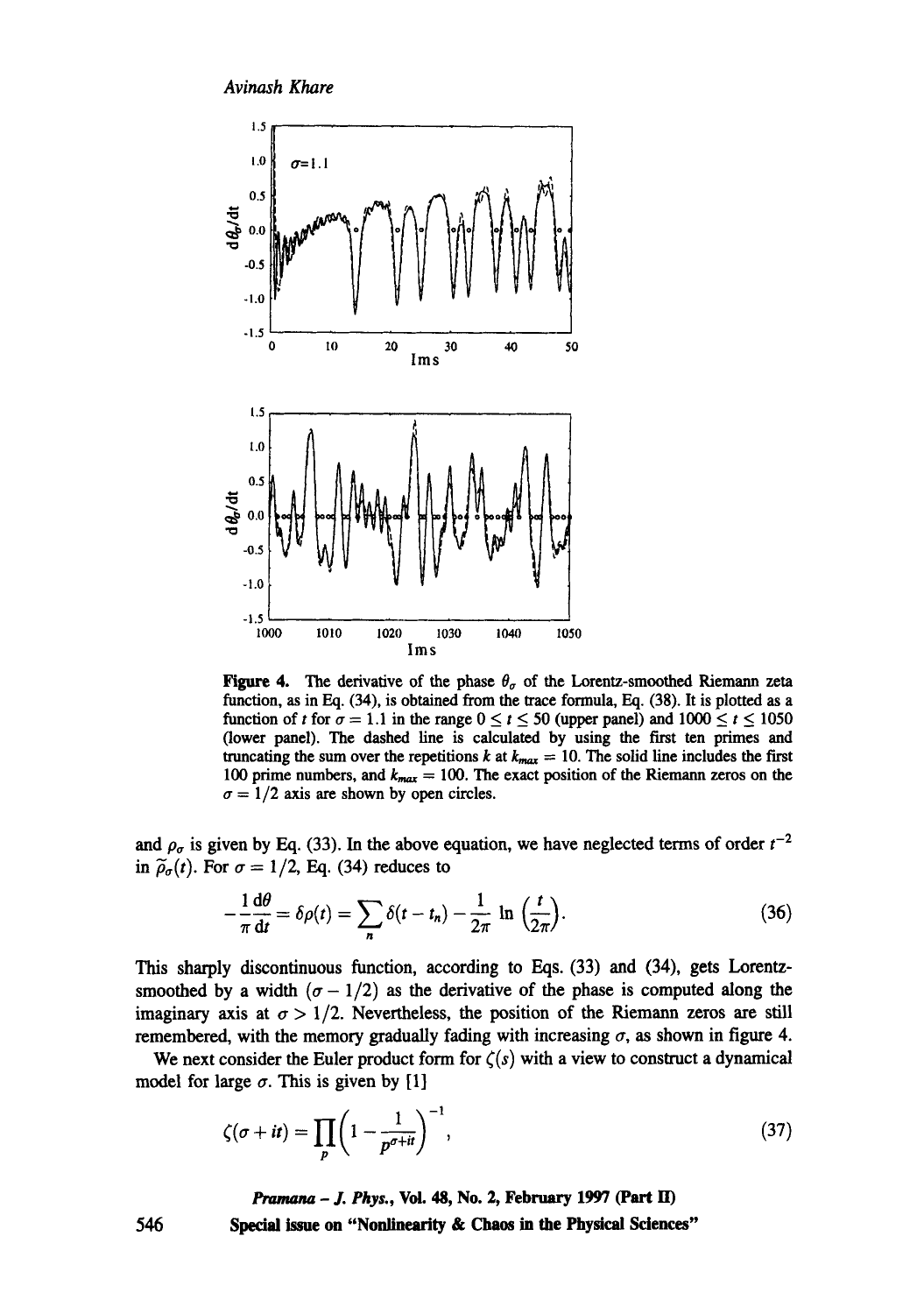**Figure 4.** The derivative of the phase $\theta_\sigma$ of the Lorentz-smoothed Riemann zeta function, as in Eq. (34), is obtained from the trace formula, Eq. (38). It is plotted as a function of $t$ for $\sigma = 1.1$ in the range $0 \leq t \leq 50$ (upper panel) and $1000 \leq t \leq 1050$ (lower panel). The dashed line is calculated by using the first ten primes and truncating the sum over the repetitions $k$ at $k_{max} = 10$. The solid line includes the first 100 prime numbers, and $k_{max} = 100$. The exact position of the Riemann zeros on the $\sigma = 1/2$ axis are shown by open circles.

and $\rho_\sigma$ is given by Eq. (33). In the above equation, we have neglected terms of order $t^{-2}$ in $\tilde{\rho}_\sigma(t)$. For $\sigma = 1/2$, Eq. (34) reduces to

$$-\frac{1}{\pi}\frac{\mathrm{d}\theta}{\mathrm{d}t} = \delta\rho(t) = \sum_n \delta(t - t_n) - \frac{1}{2\pi}\ln\left(\frac{t}{2\pi}\right). \tag{36}$$

This sharply discontinuous function, according to Eqs. (33) and (34), gets Lorentz-smoothed by a width $(\sigma - 1/2)$ as the derivative of the phase is computed along the imaginary axis at $\sigma > 1/2$. Nevertheless, the position of the Riemann zeros are still remembered, with the memory gradually fading with increasing $\sigma$, as shown in figure 4.

We next consider the Euler product form for $\zeta(s)$ with a view to construct a dynamical model for large $\sigma$. This is given by [1]

$$\zeta(\sigma + it) = \prod_p \left(1 - \frac{1}{p^{\sigma+it}}\right)^{-1}, \tag{37}$$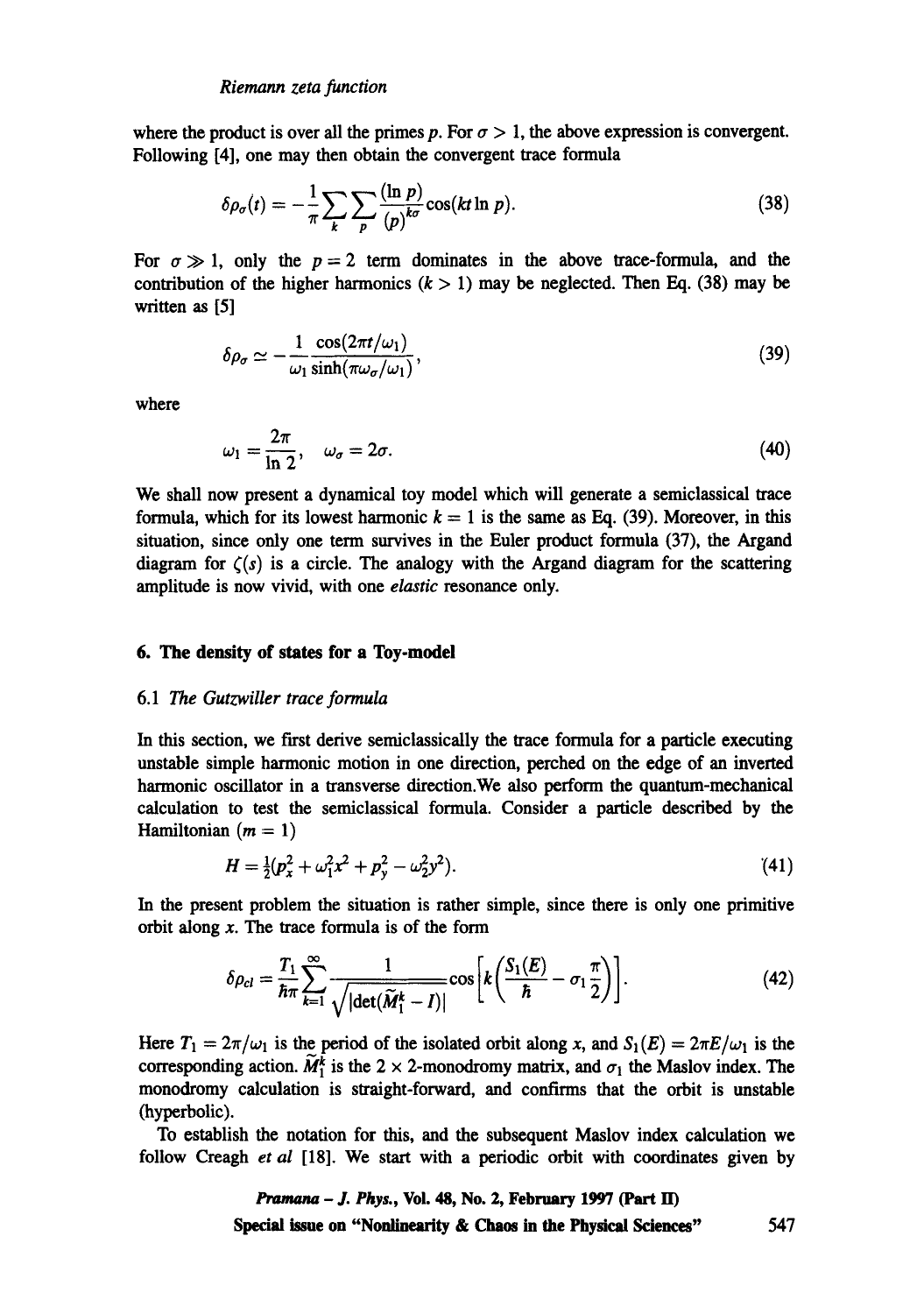where the product is over all the primes $p$. For $\sigma > 1$, the above expression is convergent. Following [4], one may then obtain the convergent trace formula

$$\delta\rho_\sigma(t) = -\frac{1}{\pi}\sum_k\sum_p \frac{(\ln p)}{(p)^{k\sigma}}\cos(kt\ln p). \tag{38}$$

For $\sigma \gg 1$, only the $p = 2$ term dominates in the above trace-formula, and the contribution of the higher harmonics ($k > 1$) may be neglected. Then Eq. (38) may be written as [5]

$$\delta\rho_\sigma \simeq -\frac{1}{\omega_1}\frac{\cos(2\pi t/\omega_1)}{\sinh(\pi\omega_\sigma/\omega_1)}, \tag{39}$$

where

$$\omega_1 = \frac{2\pi}{\ln 2}, \quad \omega_\sigma = 2\sigma. \tag{40}$$

We shall now present a dynamical toy model which will generate a semiclassical trace formula, which for its lowest harmonic $k = 1$ is the same as Eq. (39). Moreover, in this situation, since only one term survives in the Euler product formula (37), the Argand diagram for $\zeta(s)$ is a circle. The analogy with the Argand diagram for the scattering amplitude is now vivid, with one *elastic* resonance only.

## 6. The density of states for a Toy-model

### 6.1 *The Gutzwiller trace formula*

In this section, we first derive semiclassically the trace formula for a particle executing unstable simple harmonic motion in one direction, perched on the edge of an inverted harmonic oscillator in a transverse direction.We also perform the quantum-mechanical calculation to test the semiclassical formula. Consider a particle described by the Hamiltonian ($m = 1$)

$$H = \tfrac{1}{2}(p_x^2 + \omega_1^2 x^2 + p_y^2 - \omega_2^2 y^2). \tag{41}$$

In the present problem the situation is rather simple, since there is only one primitive orbit along $x$. The trace formula is of the form

$$\delta\rho_{cl} = \frac{T_1}{\hbar\pi}\sum_{k=1}^{\infty}\frac{1}{\sqrt{|\det(\widetilde{M}_1^k - I)|}}\cos\left[k\left(\frac{S_1(E)}{\hbar} - \sigma_1\frac{\pi}{2}\right)\right]. \tag{42}$$

Here $T_1 = 2\pi/\omega_1$ is the period of the isolated orbit along $x$, and $S_1(E) = 2\pi E/\omega_1$ is the corresponding action. $\widetilde{M}_1^k$ is the $2\times 2$-monodromy matrix, and $\sigma_1$ the Maslov index. The monodromy calculation is straight-forward, and confirms that the orbit is unstable (hyperbolic).

To establish the notation for this, and the subsequent Maslov index calculation we follow Creagh *et al* [18]. We start with a periodic orbit with coordinates given by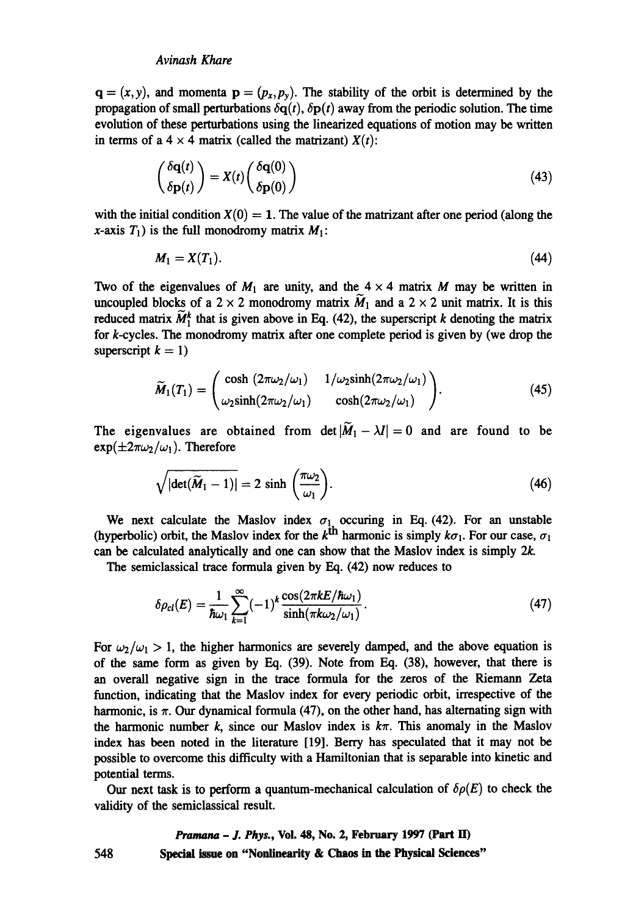$\mathbf{q} = (x, y)$, and momenta $\mathbf{p} = (p_x, p_y)$. The stability of the orbit is determined by the propagation of small perturbations $\delta\mathbf{q}(t)$, $\delta\mathbf{p}(t)$ away from the periodic solution. The time evolution of these perturbations using the linearized equations of motion may be written in terms of a $4 \times 4$ matrix (called the matrizant) $X(t)$:

$$\begin{pmatrix} \delta\mathbf{q}(t) \\ \delta\mathbf{p}(t) \end{pmatrix} = X(t) \begin{pmatrix} \delta\mathbf{q}(0) \\ \delta\mathbf{p}(0) \end{pmatrix} \tag{43}$$

with the initial condition $X(0) = \mathbf{1}$. The value of the matrizant after one period (along the $x$-axis $T_1$) is the full monodromy matrix $M_1$:

$$M_1 = X(T_1). \tag{44}$$

Two of the eigenvalues of $M_1$ are unity, and the $4 \times 4$ matrix $M$ may be written in uncoupled blocks of a $2 \times 2$ monodromy matrix $\widetilde{M}_1$ and a $2 \times 2$ unit matrix. It is this reduced matrix $\widetilde{M}_1^k$ that is given above in Eq. (42), the superscript $k$ denoting the matrix for $k$-cycles. The monodromy matrix after one complete period is given by (we drop the superscript $k = 1$)

$$\widetilde{M}_1(T_1) = \begin{pmatrix} \cosh\,(2\pi\omega_2/\omega_1) & 1/\omega_2 \sinh(2\pi\omega_2/\omega_1) \\ \omega_2 \sinh(2\pi\omega_2/\omega_1) & \cosh(2\pi\omega_2/\omega_1) \end{pmatrix}. \tag{45}$$

The eigenvalues are obtained from $\det|\widetilde{M}_1 - \lambda I| = 0$ and are found to be $\exp(\pm 2\pi\omega_2/\omega_1)$. Therefore

$$\sqrt{|\det(\widetilde{M}_1 - 1)|} = 2\,\sinh\left(\frac{\pi\omega_2}{\omega_1}\right). \tag{46}$$

We next calculate the Maslov index $\sigma_1$ occuring in Eq. (42). For an unstable (hyperbolic) orbit, the Maslov index for the $k^{\text{th}}$ harmonic is simply $k\sigma_1$. For our case, $\sigma_1$ can be calculated analytically and one can show that the Maslov index is simply $2k$.

The semiclassical trace formula given by Eq. (42) now reduces to

$$\delta\rho_{cl}(E) = \frac{1}{\hbar\omega_1} \sum_{k=1}^{\infty} (-1)^k \frac{\cos(2\pi k E/\hbar\omega_1)}{\sinh(\pi k \omega_2/\omega_1)}. \tag{47}$$

For $\omega_2/\omega_1 > 1$, the higher harmonics are severely damped, and the above equation is of the same form as given by Eq. (39). Note from Eq. (38), however, that there is an overall negative sign in the trace formula for the zeros of the Riemann Zeta function, indicating that the Maslov index for every periodic orbit, irrespective of the harmonic, is $\pi$. Our dynamical formula (47), on the other hand, has alternating sign with the harmonic number $k$, since our Maslov index is $k\pi$. This anomaly in the Maslov index has been noted in the literature [19]. Berry has speculated that it may not be possible to overcome this difficulty with a Hamiltonian that is separable into kinetic and potential terms.

Our next task is to perform a quantum-mechanical calculation of $\delta\rho(E)$ to check the validity of the semiclassical result.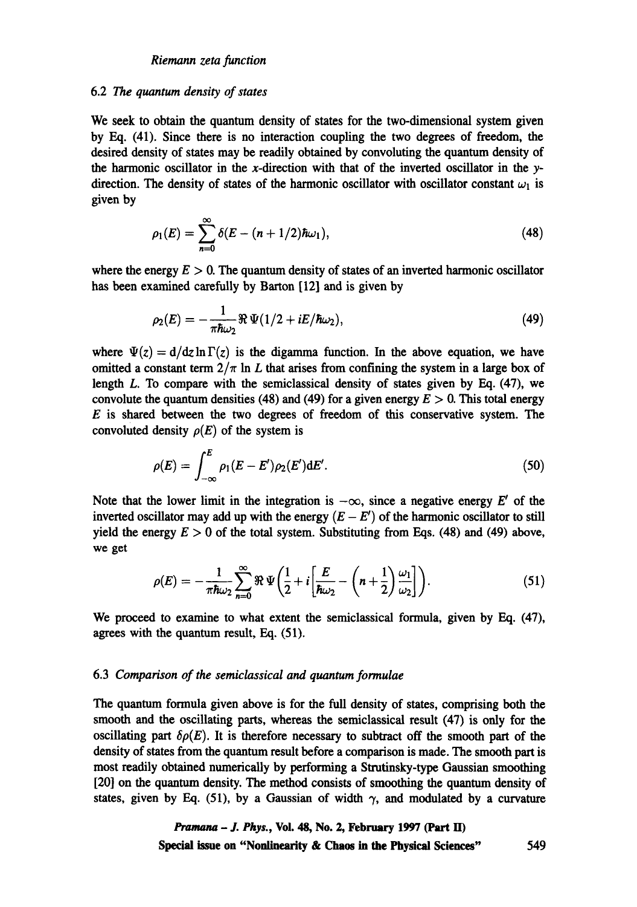### 6.2 *The quantum density of states*

We seek to obtain the quantum density of states for the two-dimensional system given by Eq. (41). Since there is no interaction coupling the two degrees of freedom, the desired density of states may be readily obtained by convoluting the quantum density of the harmonic oscillator in the $x$-direction with that of the inverted oscillator in the $y$-direction. The density of states of the harmonic oscillator with oscillator constant $\omega_1$ is given by

$$\rho_1(E) = \sum_{n=0}^{\infty} \delta(E - (n + 1/2)\hbar\omega_1), \tag{48}$$

where the energy $E > 0$. The quantum density of states of an inverted harmonic oscillator has been examined carefully by Barton [12] and is given by

$$\rho_2(E) = -\frac{1}{\pi\hbar\omega_2} \Re\, \Psi(1/2 + iE/\hbar\omega_2), \tag{49}$$

where $\Psi(z) = \mathrm{d}/\mathrm{d}z \ln \Gamma(z)$ is the digamma function. In the above equation, we have omitted a constant term $2/\pi \ln L$ that arises from confining the system in a large box of length $L$. To compare with the semiclassical density of states given by Eq. (47), we convolute the quantum densities (48) and (49) for a given energy $E > 0$. This total energy $E$ is shared between the two degrees of freedom of this conservative system. The convoluted density $\rho(E)$ of the system is

$$\rho(E) = \int_{-\infty}^{E} \rho_1(E - E')\rho_2(E')\mathrm{d}E'. \tag{50}$$

Note that the lower limit in the integration is $-\infty$, since a negative energy $E'$ of the inverted oscillator may add up with the energy $(E - E')$ of the harmonic oscillator to still yield the energy $E > 0$ of the total system. Substituting from Eqs. (48) and (49) above, we get

$$\rho(E) = -\frac{1}{\pi\hbar\omega_2} \sum_{n=0}^{\infty} \Re\, \Psi\left(\frac{1}{2} + i\left[\frac{E}{\hbar\omega_2} - \left(n + \frac{1}{2}\right)\frac{\omega_1}{\omega_2}\right]\right). \tag{51}$$

We proceed to examine to what extent the semiclassical formula, given by Eq. (47), agrees with the quantum result, Eq. (51).

### 6.3 *Comparison of the semiclassical and quantum formulae*

The quantum formula given above is for the full density of states, comprising both the smooth and the oscillating parts, whereas the semiclassical result (47) is only for the oscillating part $\delta\rho(E)$. It is therefore necessary to subtract off the smooth part of the density of states from the quantum result before a comparison is made. The smooth part is most readily obtained numerically by performing a Strutinsky-type Gaussian smoothing [20] on the quantum density. The method consists of smoothing the quantum density of states, given by Eq. (51), by a Gaussian of width $\gamma$, and modulated by a curvature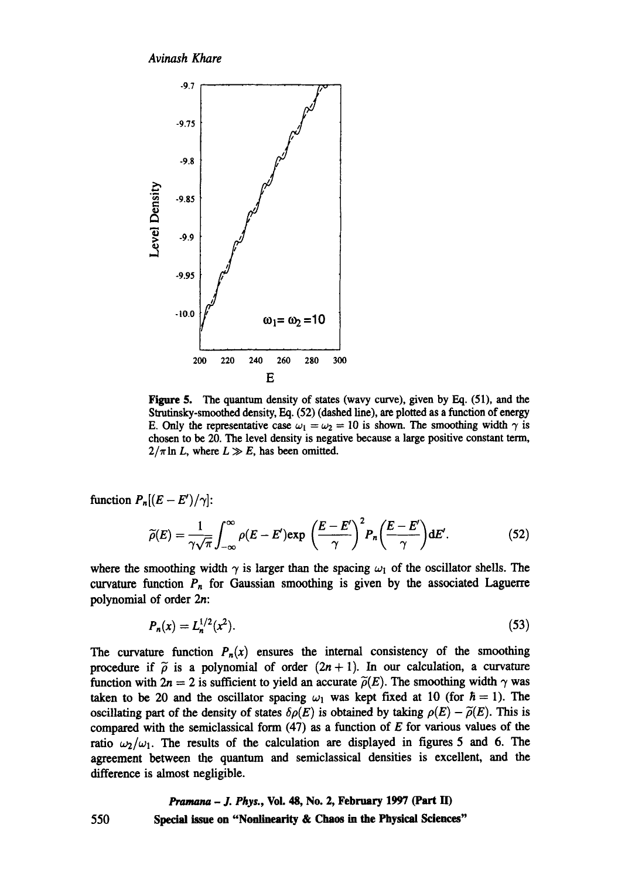**Figure 5.** The quantum density of states (wavy curve), given by Eq. (51), and the Strutinsky-smoothed density, Eq. (52) (dashed line), are plotted as a function of energy E. Only the representative case $\omega_1 = \omega_2 = 10$ is shown. The smoothing width $\gamma$ is chosen to be 20. The level density is negative because a large positive constant term, $2/\pi \ln L$, where $L \gg E$, has been omitted.

function $P_n[(E - E')/\gamma]$:

$$\tilde{\rho}(E) = \frac{1}{\gamma\sqrt{\pi}} \int_{-\infty}^{\infty} \rho(E - E') \exp\left(\frac{E - E'}{\gamma}\right)^2 P_n\left(\frac{E - E'}{\gamma}\right) \mathrm{d}E'. \tag{52}$$

where the smoothing width $\gamma$ is larger than the spacing $\omega_1$ of the oscillator shells. The curvature function $P_n$ for Gaussian smoothing is given by the associated Laguerre polynomial of order $2n$:

$$P_n(x) = L_n^{1/2}(x^2). \tag{53}$$

The curvature function $P_n(x)$ ensures the internal consistency of the smoothing procedure if $\tilde{\rho}$ is a polynomial of order $(2n + 1)$. In our calculation, a curvature function with $2n = 2$ is sufficient to yield an accurate $\tilde{\rho}(E)$. The smoothing width $\gamma$ was taken to be 20 and the oscillator spacing $\omega_1$ was kept fixed at 10 (for $\hbar = 1$). The oscillating part of the density of states $\delta\rho(E)$ is obtained by taking $\rho(E) - \tilde{\rho}(E)$. This is compared with the semiclassical form (47) as a function of $E$ for various values of the ratio $\omega_2/\omega_1$. The results of the calculation are displayed in figures 5 and 6. The agreement between the quantum and semiclassical densities is excellent, and the difference is almost negligible.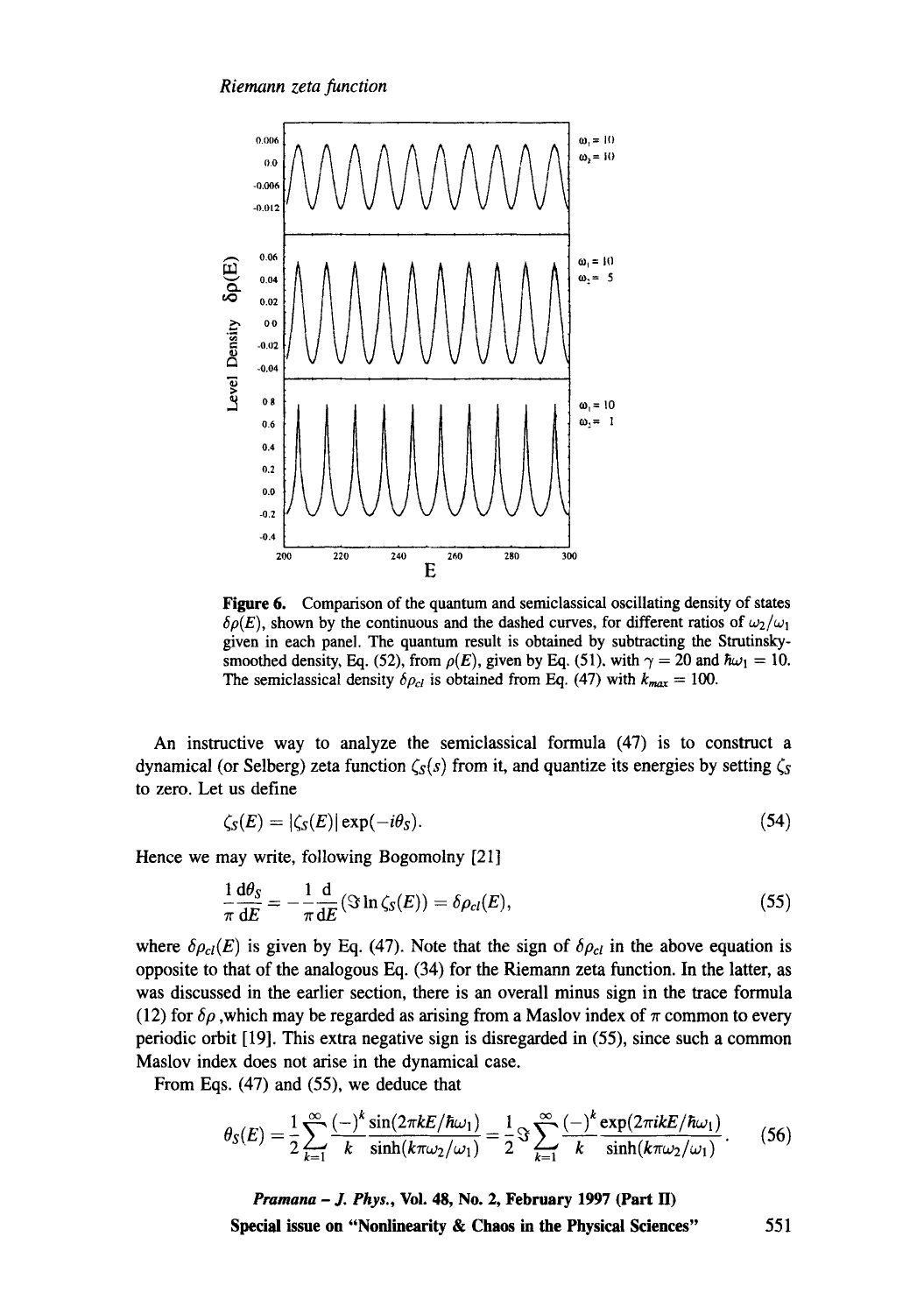**Figure 6.** Comparison of the quantum and semiclassical oscillating density of states $\delta\rho(E)$, shown by the continuous and the dashed curves, for different ratios of $\omega_2/\omega_1$ given in each panel. The quantum result is obtained by subtracting the Strutinsky-smoothed density, Eq. (52), from $\rho(E)$, given by Eq. (51), with $\gamma = 20$ and $\hbar\omega_1 = 10$. The semiclassical density $\delta\rho_{cl}$ is obtained from Eq. (47) with $k_{max} = 100$.

An instructive way to analyze the semiclassical formula (47) is to construct a dynamical (or Selberg) zeta function $\zeta_S(s)$ from it, and quantize its energies by setting $\zeta_S$ to zero. Let us define

$$\zeta_S(E) = |\zeta_S(E)| \exp(-i\theta_S). \tag{54}$$

Hence we may write, following Bogomolny [21]

$$\frac{1}{\pi}\frac{\mathrm{d}\theta_S}{\mathrm{d}E} = -\frac{1}{\pi}\frac{\mathrm{d}}{\mathrm{d}E}(\Im \ln \zeta_S(E)) = \delta\rho_{cl}(E), \tag{55}$$

where $\delta\rho_{cl}(E)$ is given by Eq. (47). Note that the sign of $\delta\rho_{cl}$ in the above equation is opposite to that of the analogous Eq. (34) for the Riemann zeta function. In the latter, as was discussed in the earlier section, there is an overall minus sign in the trace formula (12) for $\delta\rho$, which may be regarded as arising from a Maslov index of $\pi$ common to every periodic orbit [19]. This extra negative sign is disregarded in (55), since such a common Maslov index does not arise in the dynamical case.

From Eqs. (47) and (55), we deduce that

$$\theta_S(E) = \frac{1}{2}\sum_{k=1}^{\infty} \frac{(-)^k}{k} \frac{\sin(2\pi k E/\hbar\omega_1)}{\sinh(k\pi\omega_2/\omega_1)} = \frac{1}{2}\Im \sum_{k=1}^{\infty} \frac{(-)^k}{k} \frac{\exp(2\pi i k E/\hbar\omega_1)}{\sinh(k\pi\omega_2/\omega_1)}. \tag{56}$$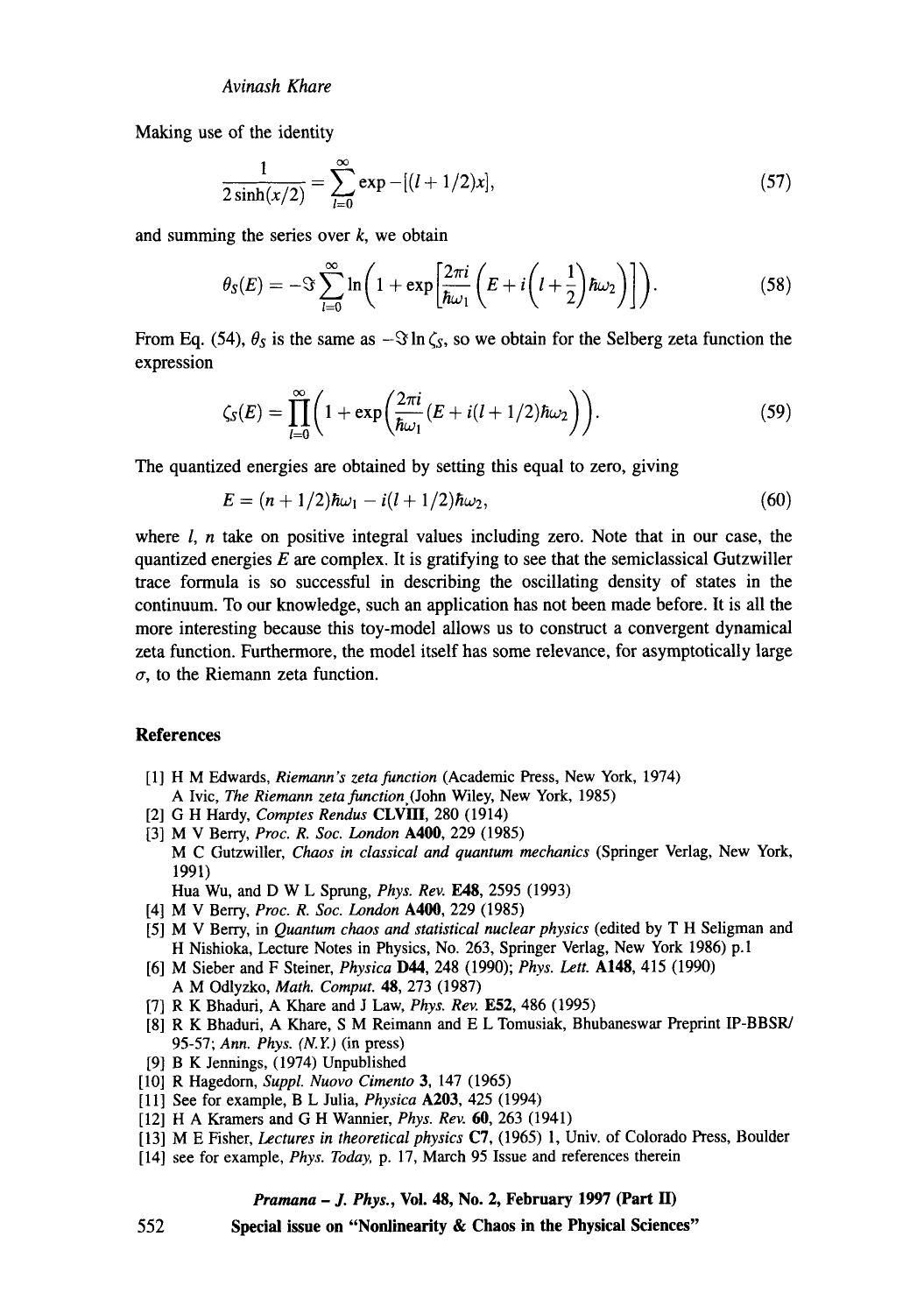Making use of the identity

$$\frac{1}{2\sinh(x/2)} = \sum_{l=0}^{\infty} \exp -[(l+1/2)x], \tag{57}$$

and summing the series over $k$, we obtain

$$\theta_S(E) = -\Im \sum_{l=0}^{\infty} \ln\left(1 + \exp\left[\frac{2\pi i}{\hbar\omega_1}\left(E + i\left(l+\frac{1}{2}\right)\hbar\omega_2\right)\right]\right). \tag{58}$$

From Eq. (54), $\theta_S$ is the same as $-\Im \ln \zeta_S$, so we obtain for the Selberg zeta function the expression

$$\zeta_S(E) = \prod_{l=0}^{\infty}\left(1 + \exp\left(\frac{2\pi i}{\hbar\omega_1}(E + i(l+1/2)\hbar\omega_2)\right)\right). \tag{59}$$

The quantized energies are obtained by setting this equal to zero, giving

$$E = (n+1/2)\hbar\omega_1 - i(l+1/2)\hbar\omega_2, \tag{60}$$

where $l$, $n$ take on positive integral values including zero. Note that in our case, the quantized energies $E$ are complex. It is gratifying to see that the semiclassical Gutzwiller trace formula is so successful in describing the oscillating density of states in the continuum. To our knowledge, such an application has not been made before. It is all the more interesting because this toy-model allows us to construct a convergent dynamical zeta function. Furthermore, the model itself has some relevance, for asymptotically large $\sigma$, to the Riemann zeta function.

## References

[1] H M Edwards, *Riemann's zeta function* (Academic Press, New York, 1974)
A Ivic, *The Riemann zeta function* (John Wiley, New York, 1985)

[2] G H Hardy, *Comptes Rendus* **CLVIII**, 280 (1914)

[3] M V Berry, *Proc. R. Soc. London* **A400**, 229 (1985)
M C Gutzwiller, *Chaos in classical and quantum mechanics* (Springer Verlag, New York, 1991)
Hua Wu, and D W L Sprung, *Phys. Rev.* **E48**, 2595 (1993)

[4] M V Berry, *Proc. R. Soc. London* **A400**, 229 (1985)

[5] M V Berry, in *Quantum chaos and statistical nuclear physics* (edited by T H Seligman and H Nishioka, Lecture Notes in Physics, No. 263, Springer Verlag, New York 1986) p.1

[6] M Sieber and F Steiner, *Physica* **D44**, 248 (1990); *Phys. Lett.* **A148**, 415 (1990)
A M Odlyzko, *Math. Comput.* **48**, 273 (1987)

[7] R K Bhaduri, A Khare and J Law, *Phys. Rev.* **E52**, 486 (1995)

[8] R K Bhaduri, A Khare, S M Reimann and E L Tomusiak, Bhubaneswar Preprint IP-BBSR/95-57; *Ann. Phys. (N.Y.)* (in press)

[9] B K Jennings, (1974) Unpublished

[10] R Hagedorn, *Suppl. Nuovo Cimento* **3**, 147 (1965)

[11] See for example, B L Julia, *Physica* **A203**, 425 (1994)

[12] H A Kramers and G H Wannier, *Phys. Rev.* **60**, 263 (1941)

[13] M E Fisher, *Lectures in theoretical physics* **C7**, (1965) 1, Univ. of Colorado Press, Boulder

[14] see for example, *Phys. Today*, p. 17, March 95 Issue and references therein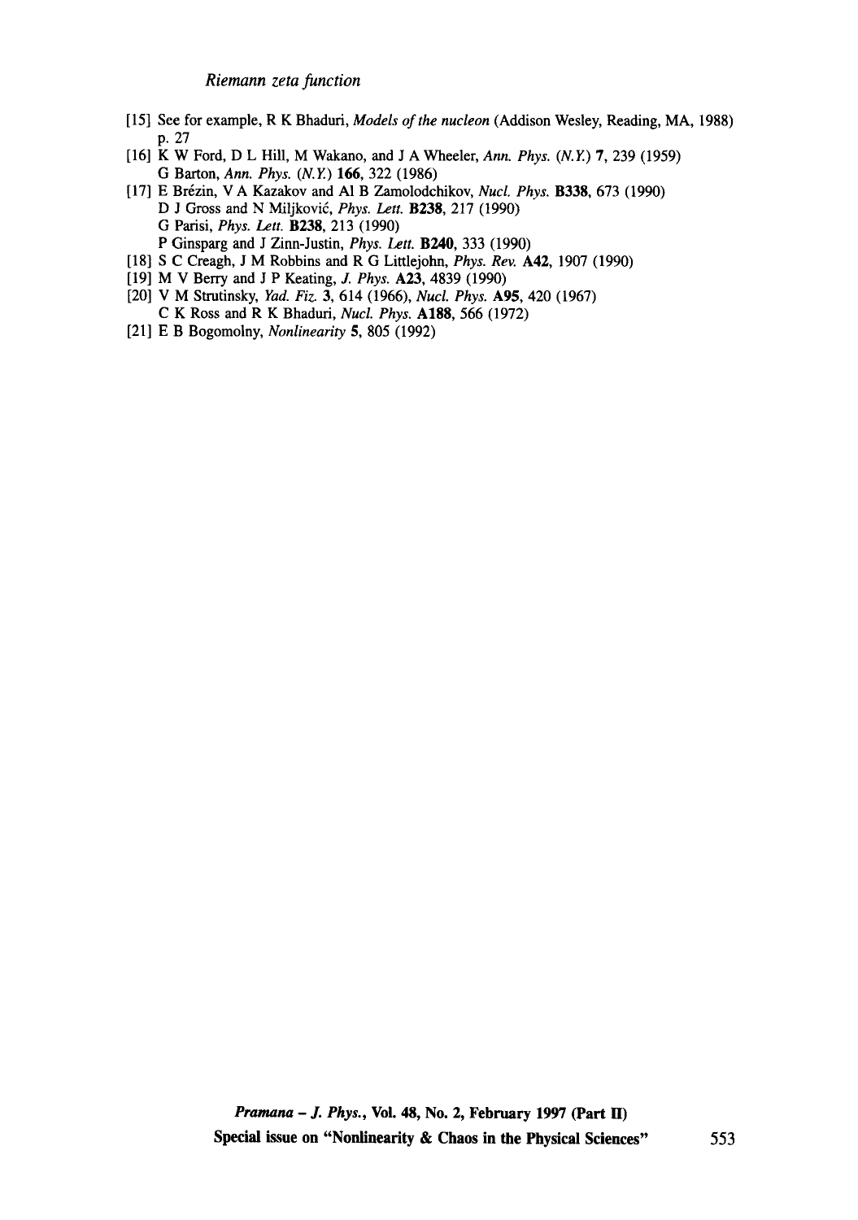[15] See for example, R K Bhaduri, *Models of the nucleon* (Addison Wesley, Reading, MA, 1988) p. 27

[16] K W Ford, D L Hill, M Wakano, and J A Wheeler, *Ann. Phys. (N.Y.)* **7**, 239 (1959)
G Barton, *Ann. Phys. (N.Y.)* **166**, 322 (1986)

[17] E Brézin, V A Kazakov and Al B Zamolodchikov, *Nucl. Phys.* **B338**, 673 (1990)
D J Gross and N Miljković, *Phys. Lett.* **B238**, 217 (1990)
G Parisi, *Phys. Lett.* **B238**, 213 (1990)
P Ginsparg and J Zinn-Justin, *Phys. Lett.* **B240**, 333 (1990)

[18] S C Creagh, J M Robbins and R G Littlejohn, *Phys. Rev.* **A42**, 1907 (1990)

[19] M V Berry and J P Keating, *J. Phys.* **A23**, 4839 (1990)

[20] V M Strutinsky, *Yad. Fiz.* **3**, 614 (1966), *Nucl. Phys.* **A95**, 420 (1967)
C K Ross and R K Bhaduri, *Nucl. Phys.* **A188**, 566 (1972)

[21] E B Bogomolny, *Nonlinearity* **5**, 805 (1992)